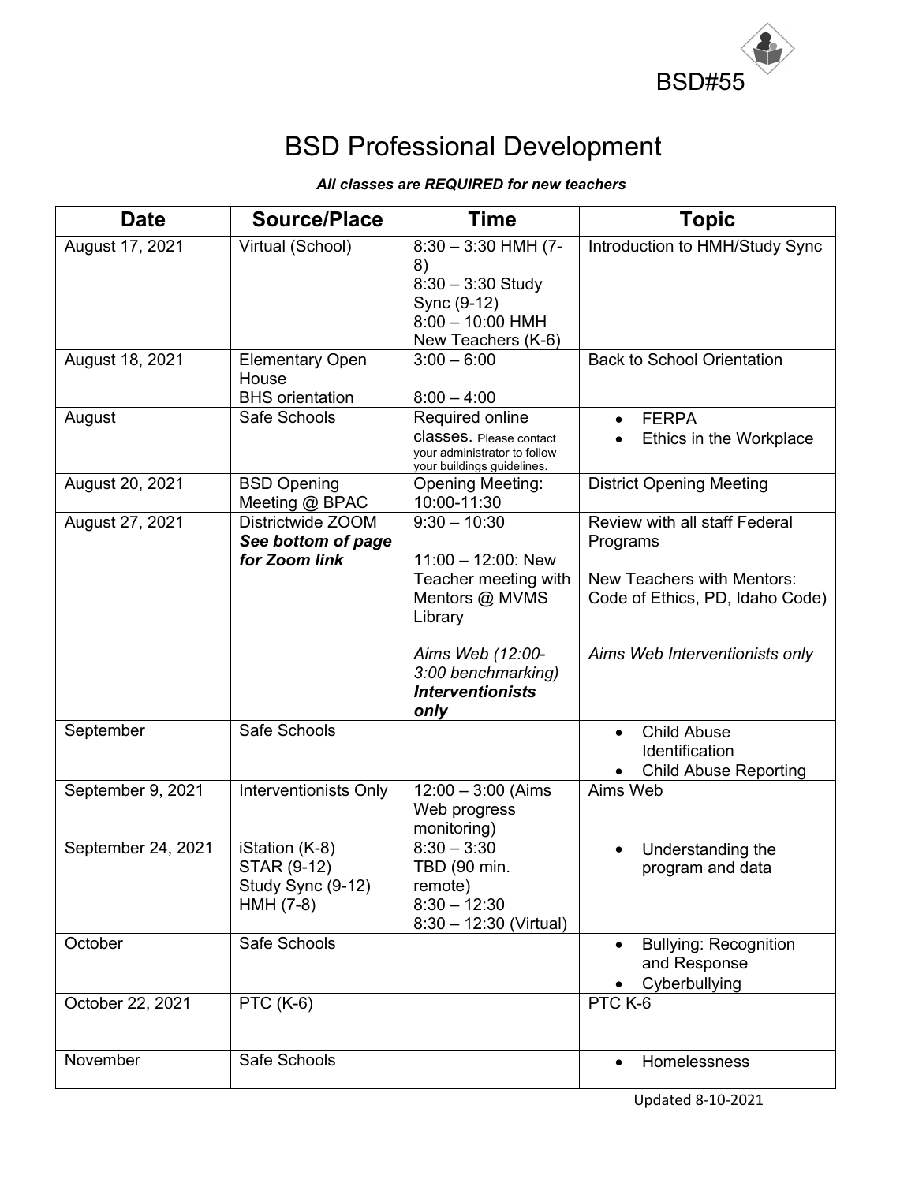BSD#55

# BSD Professional Development

***All classes are REQUIRED for new teachers***

| Date | Source/Place | Time | Topic |
|---|---|---|---|
| August 17, 2021 | Virtual (School) | 8:30 – 3:30 HMH (7-8)<br>8:30 – 3:30 Study Sync (9-12)<br>8:00 – 10:00 HMH New Teachers (K-6) | Introduction to HMH/Study Sync |
| August 18, 2021 | Elementary Open House<br>BHS orientation | 3:00 – 6:00<br><br>8:00 – 4:00 | Back to School Orientation |
| August | Safe Schools | Required online classes. Please contact your administrator to follow your buildings guidelines. | • FERPA<br>• Ethics in the Workplace |
| August 20, 2021 | BSD Opening Meeting @ BPAC | Opening Meeting: 10:00-11:30 | District Opening Meeting |
| August 27, 2021 | Districtwide ZOOM<br>***See bottom of page for Zoom link*** | 9:30 – 10:30<br><br>11:00 – 12:00: New Teacher meeting with Mentors @ MVMS Library<br><br>*Aims Web (12:00-3:00 benchmarking)* ***Interventionists only*** | Review with all staff Federal Programs<br><br>New Teachers with Mentors: Code of Ethics, PD, Idaho Code)<br><br>*Aims Web Interventionists only* |
| September | Safe Schools | | • Child Abuse Identification<br>• Child Abuse Reporting |
| September 9, 2021 | Interventionists Only | 12:00 – 3:00 (Aims Web progress monitoring) | Aims Web |
| September 24, 2021 | iStation (K-8)<br>STAR (9-12)<br>Study Sync (9-12)<br>HMH (7-8) | 8:30 – 3:30<br>TBD (90 min. remote)<br>8:30 – 12:30<br>8:30 – 12:30 (Virtual) | • Understanding the program and data |
| October | Safe Schools | | • Bullying: Recognition and Response<br>• Cyberbullying |
| October 22, 2021 | PTC (K-6) | | PTC K-6 |
| November | Safe Schools | | • Homelessness |

Updated 8-10-2021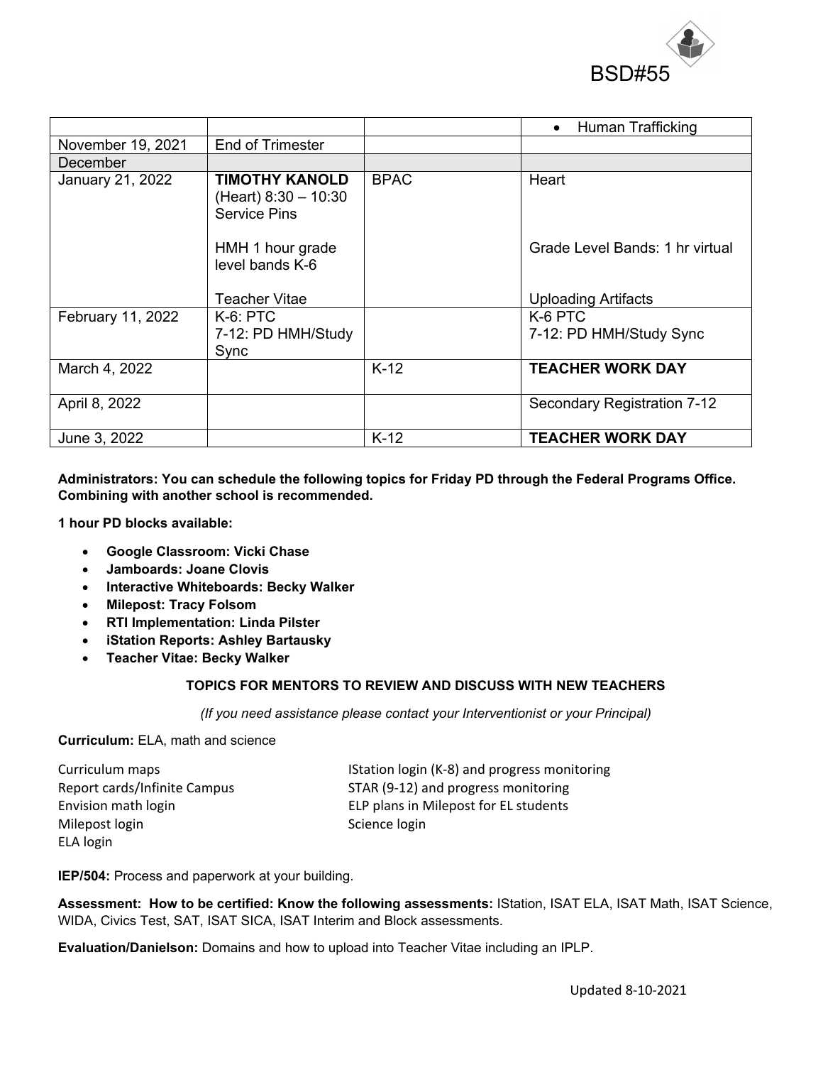| | | | |
|---|---|---|---|
| | | | • Human Trafficking |
| November 19, 2021 | End of Trimester | | |
| December | | | |
| January 21, 2022 | **TIMOTHY KANOLD** (Heart) 8:30 – 10:30 Service Pins<br><br>HMH 1 hour grade level bands K-6<br><br>Teacher Vitae | BPAC | Heart<br><br>Grade Level Bands: 1 hr virtual<br><br>Uploading Artifacts |
| February 11, 2022 | K-6: PTC<br>7-12: PD HMH/Study Sync | | K-6 PTC<br>7-12: PD HMH/Study Sync |
| March 4, 2022 | | K-12 | **TEACHER WORK DAY** |
| April 8, 2022 | | | Secondary Registration 7-12 |
| June 3, 2022 | | K-12 | **TEACHER WORK DAY** |

**Administrators: You can schedule the following topics for Friday PD through the Federal Programs Office. Combining with another school is recommended.**

**1 hour PD blocks available:**

- **Google Classroom: Vicki Chase**
- **Jamboards: Joane Clovis**
- **Interactive Whiteboards: Becky Walker**
- **Milepost: Tracy Folsom**
- **RTI Implementation: Linda Pilster**
- **iStation Reports: Ashley Bartausky**
- **Teacher Vitae: Becky Walker**

**TOPICS FOR MENTORS TO REVIEW AND DISCUSS WITH NEW TEACHERS**

*(If you need assistance please contact your Interventionist or your Principal)*

**Curriculum:** ELA, math and science

Curriculum maps
Report cards/Infinite Campus
Envision math login
Milepost login
ELA login
IStation login (K-8) and progress monitoring
STAR (9-12) and progress monitoring
ELP plans in Milepost for EL students
Science login

**IEP/504:** Process and paperwork at your building.

**Assessment: How to be certified: Know the following assessments:** IStation, ISAT ELA, ISAT Math, ISAT Science, WIDA, Civics Test, SAT, ISAT SICA, ISAT Interim and Block assessments.

**Evaluation/Danielson:** Domains and how to upload into Teacher Vitae including an IPLP.

Updated 8-10-2021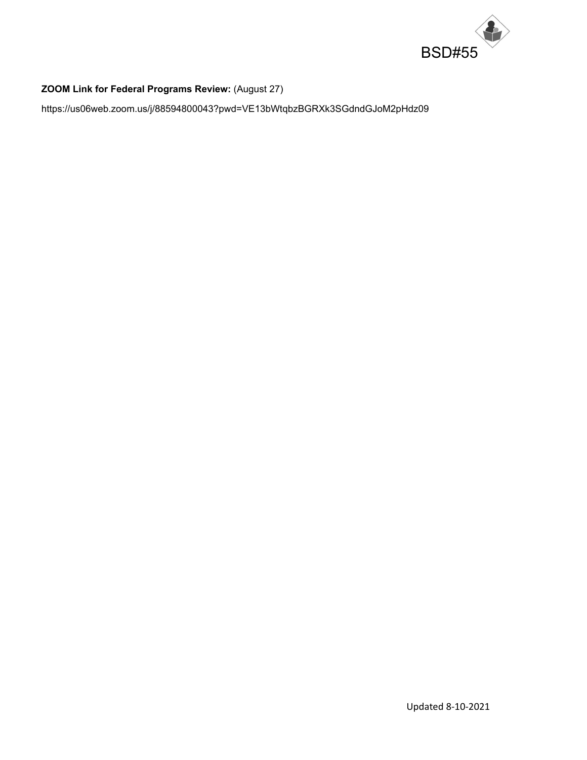**ZOOM Link for Federal Programs Review:** (August 27)

https://us06web.zoom.us/j/88594800043?pwd=VE13bWtqbzBGRXk3SGdndGJoM2pHdz09

Updated 8-10-2021